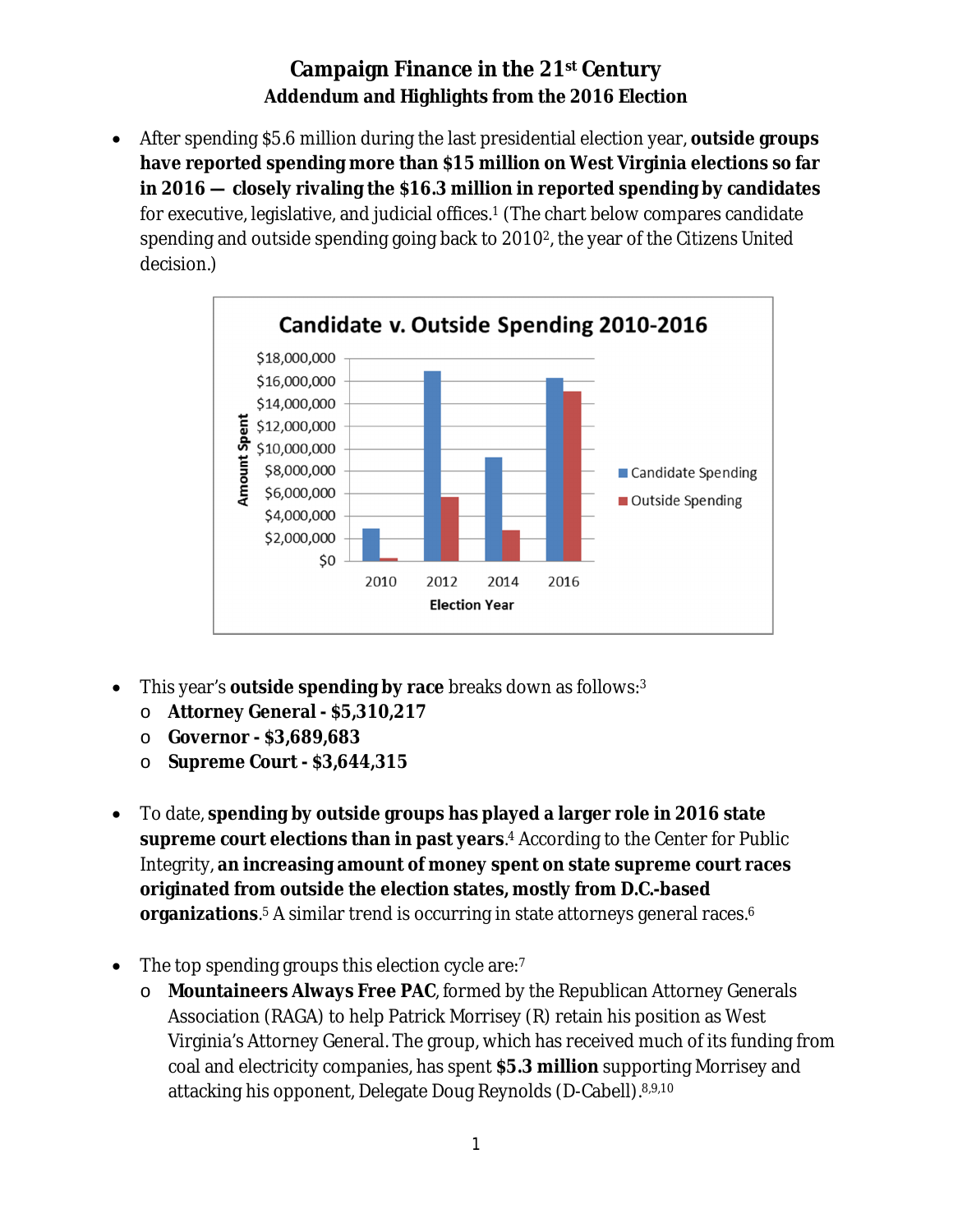# Campaign Finance in the 21st Century

## Addendum and Highlights from the 2016 Election

- After spending $5.6 million during the last presidential election year, **outside groups have reported spending more than $15 million on West Virginia elections so far in 2016 — closely rivaling the $16.3 million in reported spending by candidates** for executive, legislative, and judicial offices.[1] (The chart below compares candidate spending and outside spending going back to 2010[2], the year of the Citizens United decision.)

- This year's **outside spending by race** breaks down as follows:[3]
  - **Attorney General - $5,310,217**
  - **Governor - $3,689,683**
  - **Supreme Court - $3,644,315**

- To date, **spending by outside groups has played a larger role in 2016 state supreme court elections than in past years**.[4] According to the Center for Public Integrity, **an increasing amount of money spent on state supreme court races originated from outside the election states, mostly from D.C.-based organizations**.[5] A similar trend is occurring in state attorneys general races.[6]

- The top spending groups this election cycle are:[7]
  - **Mountaineers Always Free PAC**, formed by the Republican Attorney Generals Association (RAGA) to help Patrick Morrisey (R) retain his position as West Virginia's Attorney General. The group, which has received much of its funding from coal and electricity companies, has spent **$5.3 million** supporting Morrisey and attacking his opponent, Delegate Doug Reynolds (D-Cabell).[8,9,10]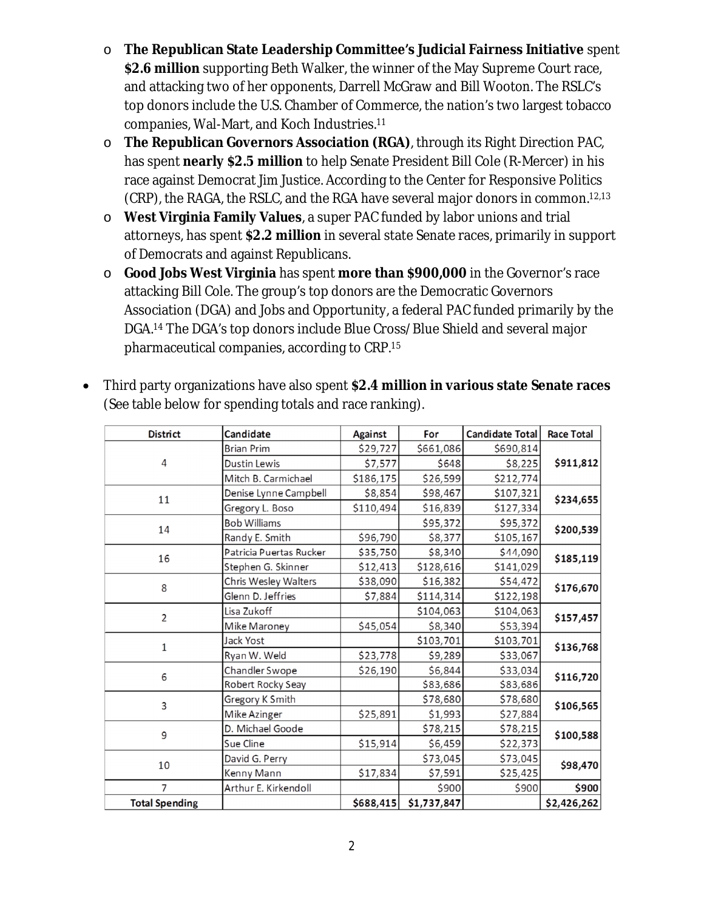- **The Republican State Leadership Committee's Judicial Fairness Initiative** spent **$2.6 million** supporting Beth Walker, the winner of the May Supreme Court race, and attacking two of her opponents, Darrell McGraw and Bill Wooton. The RSLC's top donors include the U.S. Chamber of Commerce, the nation's two largest tobacco companies, Wal-Mart, and Koch Industries.[11]
- **The Republican Governors Association (RGA)**, through its Right Direction PAC, has spent **nearly $2.5 million** to help Senate President Bill Cole (R-Mercer) in his race against Democrat Jim Justice. According to the Center for Responsive Politics (CRP), the RAGA, the RSLC, and the RGA have several major donors in common.[12,13]
- **West Virginia Family Values**, a super PAC funded by labor unions and trial attorneys, has spent **$2.2 million** in several state Senate races, primarily in support of Democrats and against Republicans.
- **Good Jobs West Virginia** has spent **more than $900,000** in the Governor's race attacking Bill Cole. The group's top donors are the Democratic Governors Association (DGA) and Jobs and Opportunity, a federal PAC funded primarily by the DGA.[14] The DGA's top donors include Blue Cross/Blue Shield and several major pharmaceutical companies, according to CRP.[15]

- Third party organizations have also spent **$2.4 million in various state Senate races** (See table below for spending totals and race ranking).

| District | Candidate | Against | For | Candidate Total | Race Total |
|---|---|---|---|---|---|
| 4 | Brian Prim | $29,727 | $661,086 | $690,814 | **$911,812** |
| | Dustin Lewis | $7,577 | $648 | $8,225 | |
| | Mitch B. Carmichael | $186,175 | $26,599 | $212,774 | |
| 11 | Denise Lynne Campbell | $8,854 | $98,467 | $107,321 | **$234,655** |
| | Gregory L. Boso | $110,494 | $16,839 | $127,334 | |
| 14 | Bob Williams | | $95,372 | $95,372 | **$200,539** |
| | Randy E. Smith | $96,790 | $8,377 | $105,167 | |
| 16 | Patricia Puertas Rucker | $35,750 | $8,340 | $44,090 | **$185,119** |
| | Stephen G. Skinner | $12,413 | $128,616 | $141,029 | |
| 8 | Chris Wesley Walters | $38,090 | $16,382 | $54,472 | **$176,670** |
| | Glenn D. Jeffries | $7,884 | $114,314 | $122,198 | |
| 2 | Lisa Zukoff | | $104,063 | $104,063 | **$157,457** |
| | Mike Maroney | $45,054 | $8,340 | $53,394 | |
| 1 | Jack Yost | | $103,701 | $103,701 | **$136,768** |
| | Ryan W. Weld | $23,778 | $9,289 | $33,067 | |
| 6 | Chandler Swope | $26,190 | $6,844 | $33,034 | **$116,720** |
| | Robert Rocky Seay | | $83,686 | $83,686 | |
| 3 | Gregory K Smith | | $78,680 | $78,680 | **$106,565** |
| | Mike Azinger | $25,891 | $1,993 | $27,884 | |
| 9 | D. Michael Goode | | $78,215 | $78,215 | **$100,588** |
| | Sue Cline | $15,914 | $6,459 | $22,373 | |
| 10 | David G. Perry | | $73,045 | $73,045 | **$98,470** |
| | Kenny Mann | $17,834 | $7,591 | $25,425 | |
| 7 | Arthur E. Kirkendoll | | $900 | $900 | **$900** |
| **Total Spending** | | **$688,415** | **$1,737,847** | | **$2,426,262** |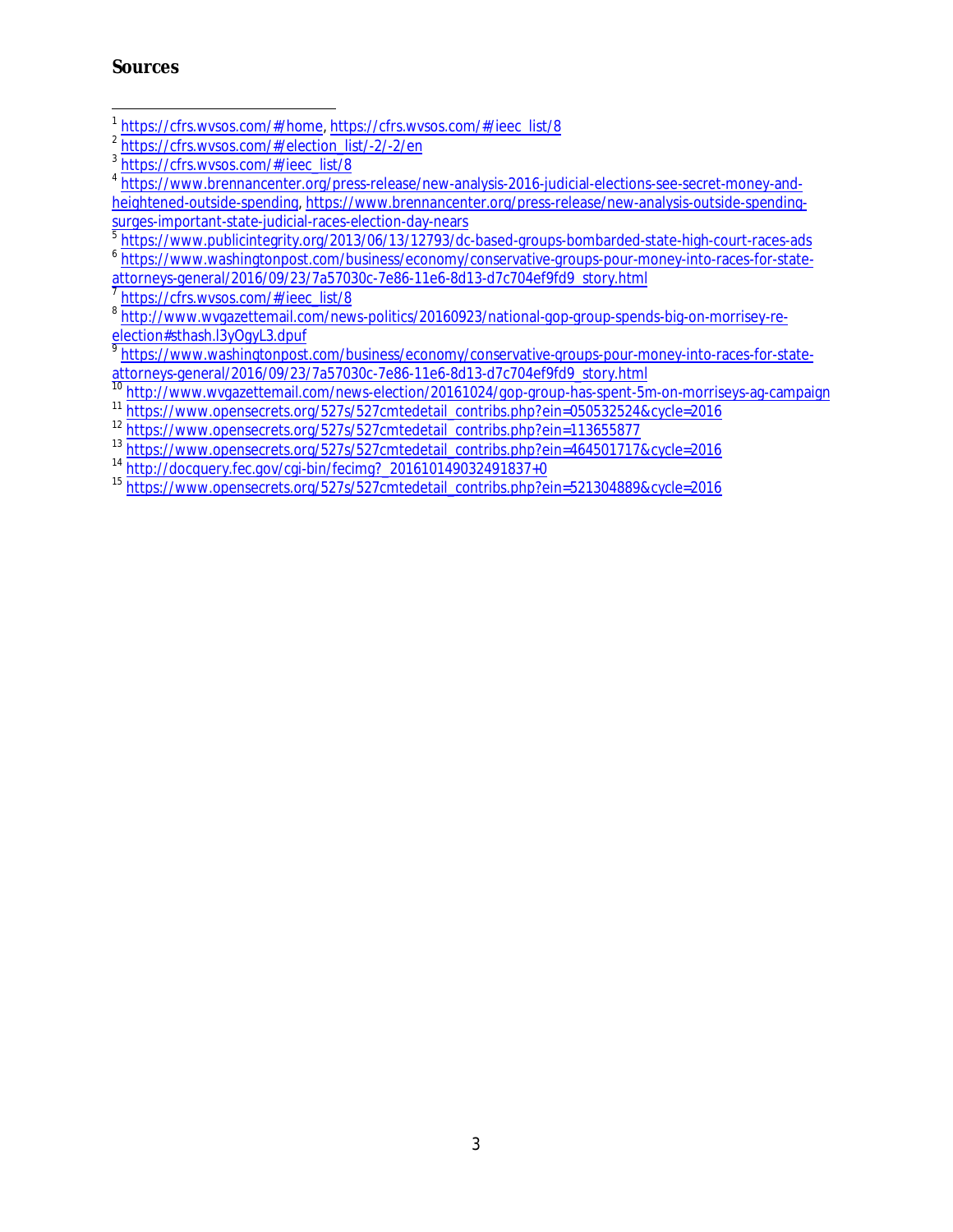**Sources**

[1] https://cfrs.wvsos.com/#/home, https://cfrs.wvsos.com/#/ieec_list/8

[2] https://cfrs.wvsos.com/#/election_list/-2/-2/en

[3] https://cfrs.wvsos.com/#/ieec_list/8

[4] https://www.brennancenter.org/press-release/new-analysis-2016-judicial-elections-see-secret-money-and-heightened-outside-spending, https://www.brennancenter.org/press-release/new-analysis-outside-spending-surges-important-state-judicial-races-election-day-nears

[5] https://www.publicintegrity.org/2013/06/13/12793/dc-based-groups-bombarded-state-high-court-races-ads

[6] https://www.washingtonpost.com/business/economy/conservative-groups-pour-money-into-races-for-state-attorneys-general/2016/09/23/7a57030c-7e86-11e6-8d13-d7c704ef9fd9_story.html

[7] https://cfrs.wvsos.com/#/ieec_list/8

[8] http://www.wvgazettemail.com/news-politics/20160923/national-gop-group-spends-big-on-morrisey-re-election#sthash.l3yOgyL3.dpuf

[9] https://www.washingtonpost.com/business/economy/conservative-groups-pour-money-into-races-for-state-attorneys-general/2016/09/23/7a57030c-7e86-11e6-8d13-d7c704ef9fd9_story.html

[10] http://www.wvgazettemail.com/news-election/20161024/gop-group-has-spent-5m-on-morriseys-ag-campaign

[11] https://www.opensecrets.org/527s/527cmtedetail_contribs.php?ein=050532524&cycle=2016

[12] https://www.opensecrets.org/527s/527cmtedetail_contribs.php?ein=113655877

[13] https://www.opensecrets.org/527s/527cmtedetail_contribs.php?ein=464501717&cycle=2016

[14] http://docquery.fec.gov/cgi-bin/fecimg?_201610149032491837+0

[15] https://www.opensecrets.org/527s/527cmtedetail_contribs.php?ein=521304889&cycle=2016